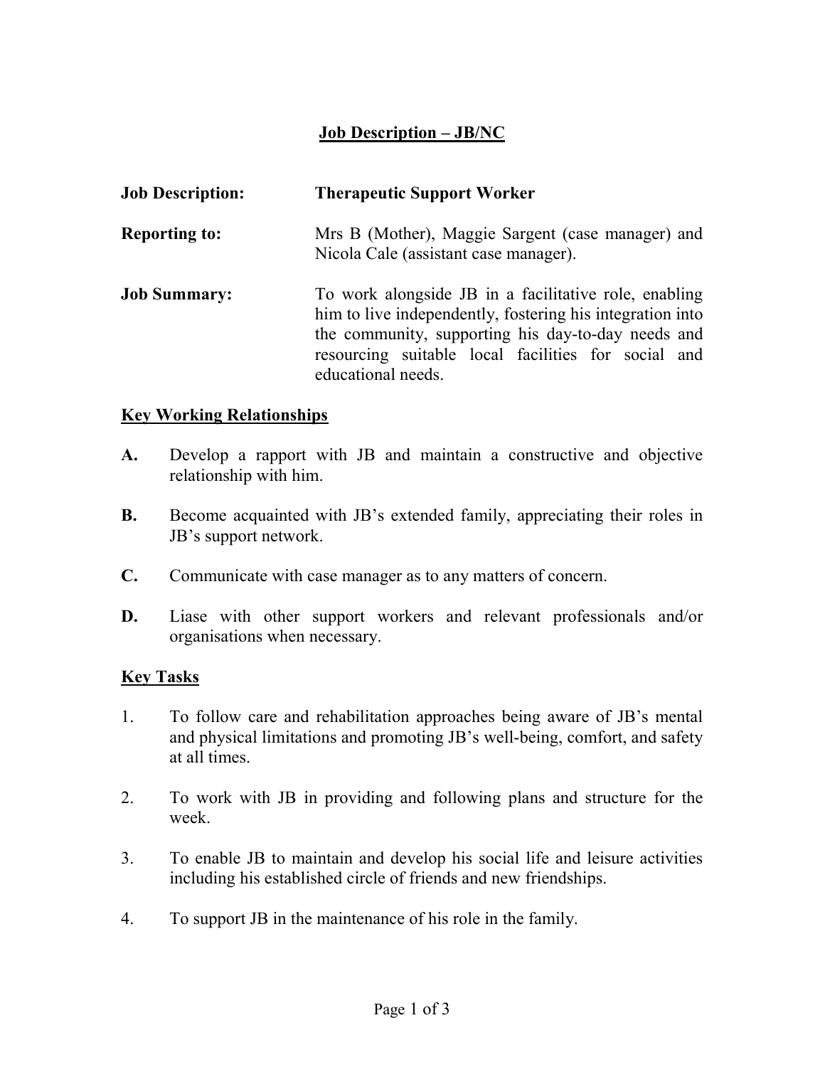# Job Description – JB/NC

**Job Description:** **Therapeutic Support Worker**

**Reporting to:** Mrs B (Mother), Maggie Sargent (case manager) and Nicola Cale (assistant case manager).

**Job Summary:** To work alongside JB in a facilitative role, enabling him to live independently, fostering his integration into the community, supporting his day-to-day needs and resourcing suitable local facilities for social and educational needs.

## Key Working Relationships

**A.** Develop a rapport with JB and maintain a constructive and objective relationship with him.

**B.** Become acquainted with JB's extended family, appreciating their roles in JB's support network.

**C.** Communicate with case manager as to any matters of concern.

**D.** Liase with other support workers and relevant professionals and/or organisations when necessary.

## Key Tasks

1. To follow care and rehabilitation approaches being aware of JB's mental and physical limitations and promoting JB's well-being, comfort, and safety at all times.

2. To work with JB in providing and following plans and structure for the week.

3. To enable JB to maintain and develop his social life and leisure activities including his established circle of friends and new friendships.

4. To support JB in the maintenance of his role in the family.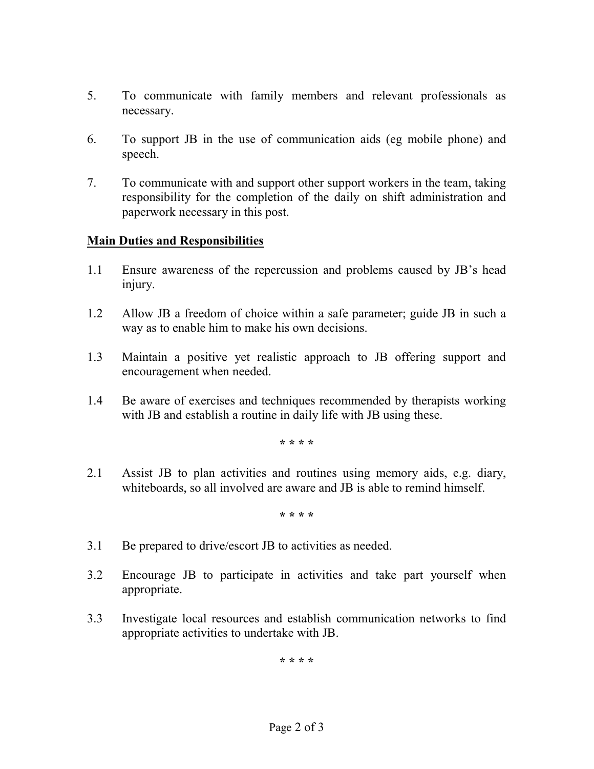5. To communicate with family members and relevant professionals as necessary.

6. To support JB in the use of communication aids (eg mobile phone) and speech.

7. To communicate with and support other support workers in the team, taking responsibility for the completion of the daily on shift administration and paperwork necessary in this post.

**Main Duties and Responsibilities**

1.1 Ensure awareness of the repercussion and problems caused by JB's head injury.

1.2 Allow JB a freedom of choice within a safe parameter; guide JB in such a way as to enable him to make his own decisions.

1.3 Maintain a positive yet realistic approach to JB offering support and encouragement when needed.

1.4 Be aware of exercises and techniques recommended by therapists working with JB and establish a routine in daily life with JB using these.

\* \* \* \*

2.1 Assist JB to plan activities and routines using memory aids, e.g. diary, whiteboards, so all involved are aware and JB is able to remind himself.

\* \* \* \*

3.1 Be prepared to drive/escort JB to activities as needed.

3.2 Encourage JB to participate in activities and take part yourself when appropriate.

3.3 Investigate local resources and establish communication networks to find appropriate activities to undertake with JB.

\* \* \* \*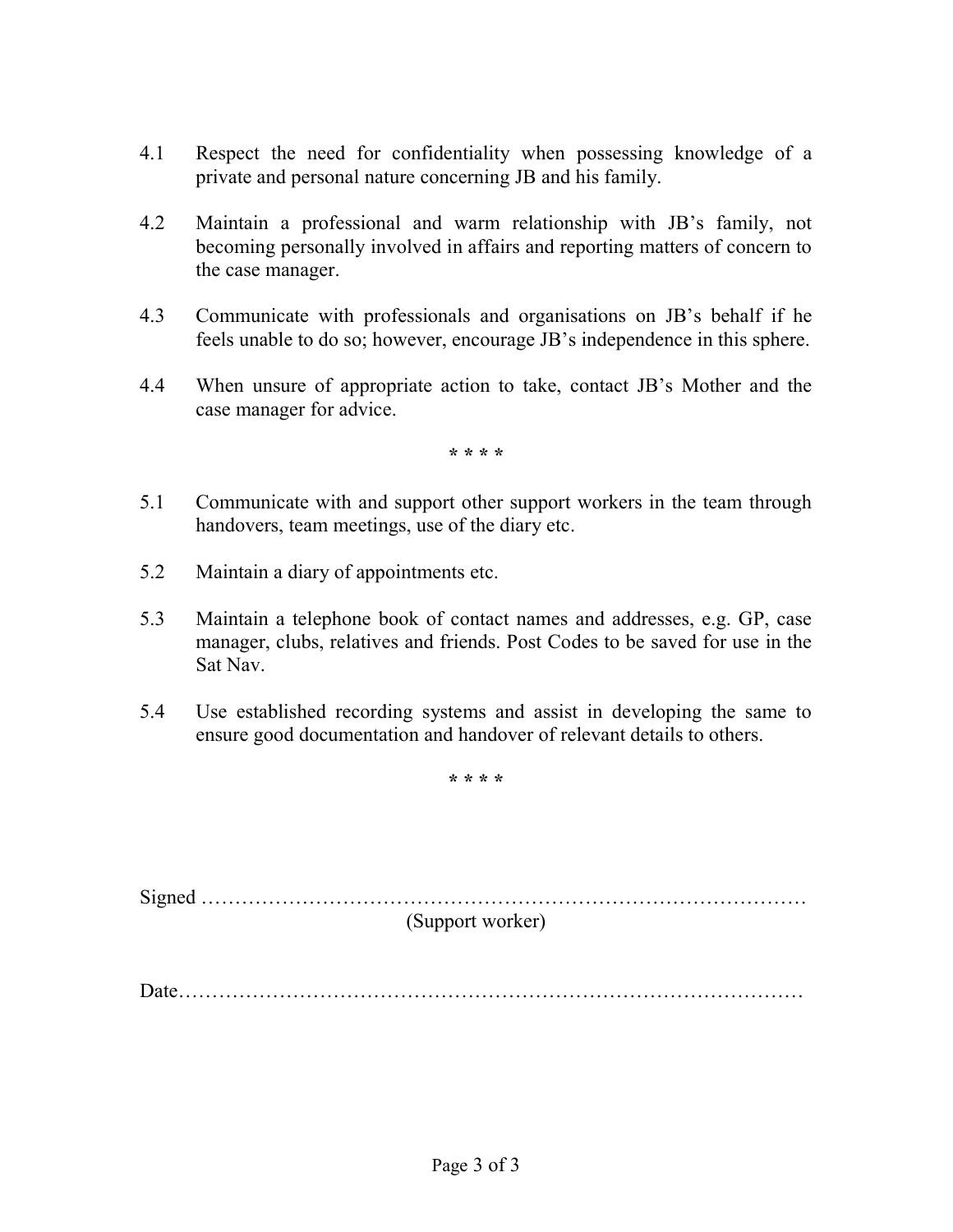4.1 Respect the need for confidentiality when possessing knowledge of a private and personal nature concerning JB and his family.

4.2 Maintain a professional and warm relationship with JB's family, not becoming personally involved in affairs and reporting matters of concern to the case manager.

4.3 Communicate with professionals and organisations on JB's behalf if he feels unable to do so; however, encourage JB's independence in this sphere.

4.4 When unsure of appropriate action to take, contact JB's Mother and the case manager for advice.

* * * *

5.1 Communicate with and support other support workers in the team through handovers, team meetings, use of the diary etc.

5.2 Maintain a diary of appointments etc.

5.3 Maintain a telephone book of contact names and addresses, e.g. GP, case manager, clubs, relatives and friends. Post Codes to be saved for use in the Sat Nav.

5.4 Use established recording systems and assist in developing the same to ensure good documentation and handover of relevant details to others.

* * * *

Signed ……………………………………………………………………………
(Support worker)

Date………………………………………………………………………………